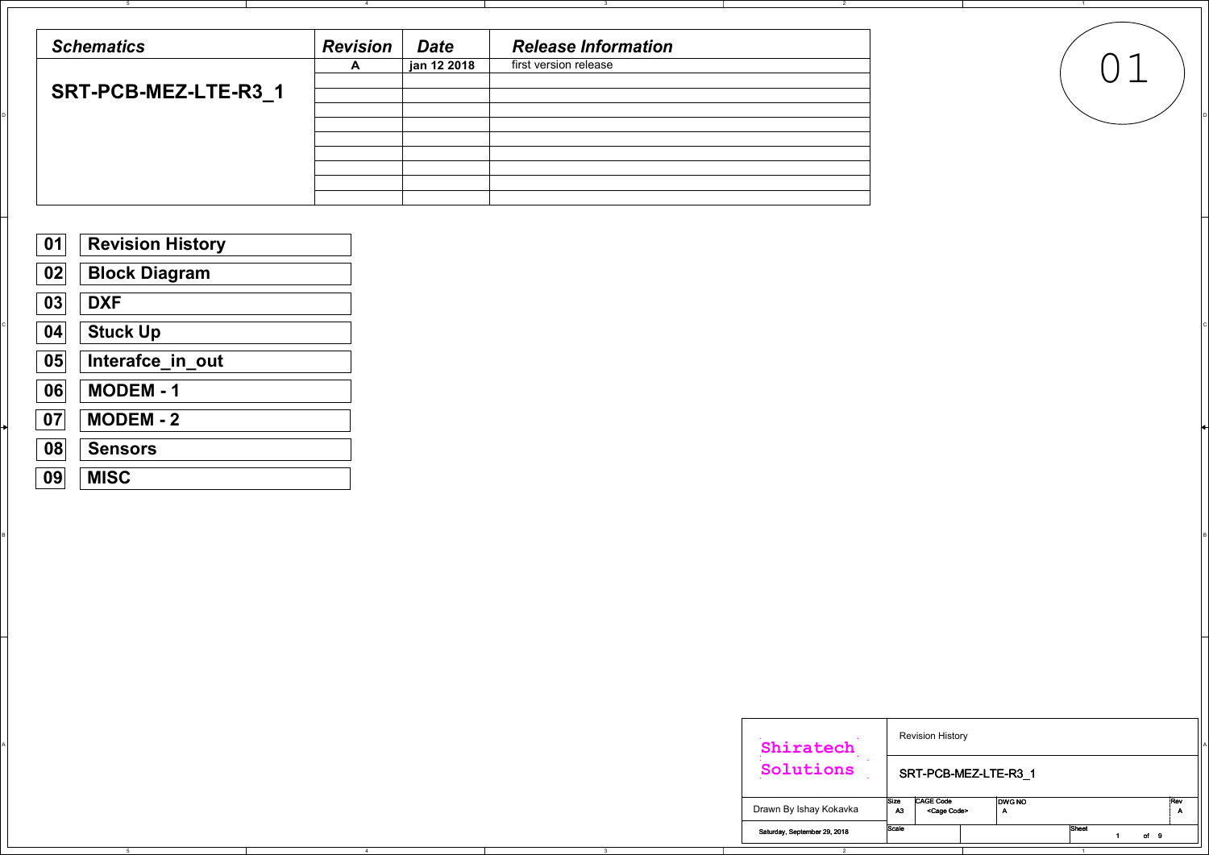| Schematics | Revision | Date | Release Information |
|---|---|---|---|
| **SRT-PCB-MEZ-LTE-R3_1** | A | jan 12 2018 | first version release |
| | | | |
| | | | |
| | | | |
| | | | |
| | | | |
| | | | |
| | | | |
| | | | |

01

| | |
|---|---|
| 01 | Revision History |
| 02 | Block Diagram |
| 03 | DXF |
| 04 | Stuck Up |
| 05 | Interafce_in_out |
| 06 | MODEM - 1 |
| 07 | MODEM - 2 |
| 08 | Sensors |
| 09 | MISC |

| Shiratech Solutions | Revision History | | | |
|---|---|---|---|---|
| | SRT-PCB-MEZ-LTE-R3_1 | | | |
| Drawn By Ishay Kokavka | Size: A3 | CAGE Code: <Cage Code> | DWG NO: A | Rev: A |
| Saturday, September 29, 2018 | Scale | | Sheet 1 of 9 | |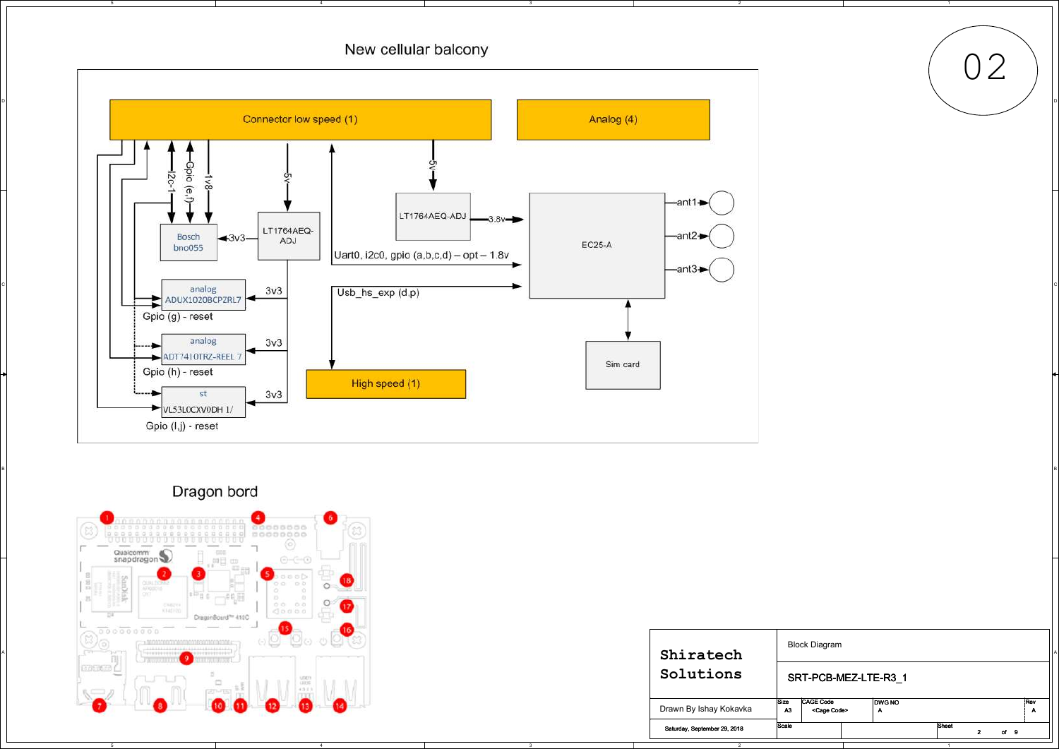## New cellular balcony

Connector low speed (1)

Analog (4)

I2c-1

Gpio (e,f)

1v8

5v

5v

Bosch bno055

3v3

LT1764AEQ-ADJ

LT1764AEQ-ADJ

3.8v

EC25-A

ant1

ant2

ant3

Uart0, i2c0, gpio (a,b,c,d) – opt – 1.8v

Usb_hs_exp (d,p)

analog ADUX1020BCPZRL7

3v3

Gpio (g) - reset

analog ADT7410TRZ-REEL 7

3v3

Gpio (h) - reset

st VL53L0CXV0DH 1/

3v3

Gpio (I,j) - reset

High speed (1)

Sim card

## Dragon bord

Qualcomm snapdragon

DragonBoard™ 410C

1 2 3 4 5 6 7 8 9 10 11 12 13 14 15 16 17 18

| | |
|---|---|
| **Shiratech Solutions** | Block Diagram |
| | SRT-PCB-MEZ-LTE-R3_1 |
| Drawn By Ishay Kokavka | Size: A3 · CAGE Code: <Cage Code> · DWG NO: A · Rev: A |
| Saturday, September 29, 2018 | Scale · Sheet 2 of 9 |

02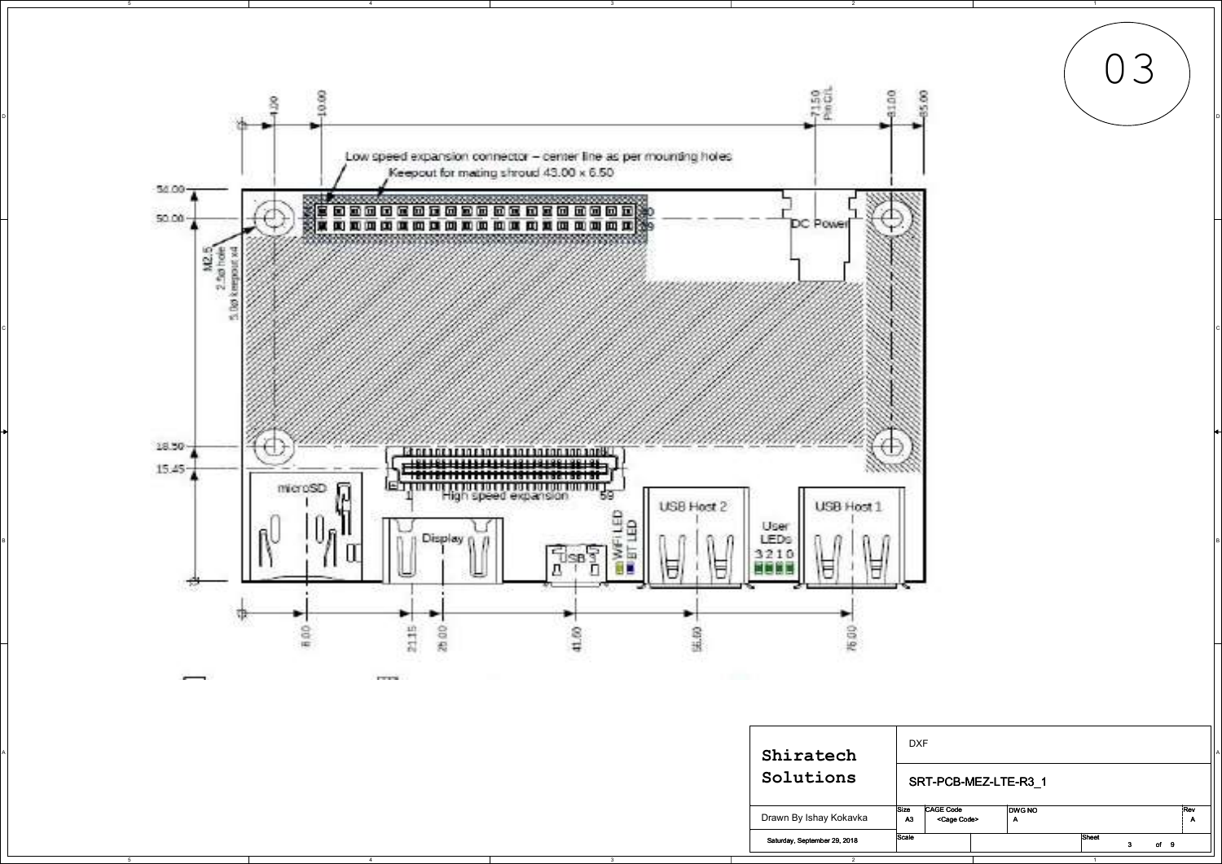03

Low speed expansion connector – center line as per mounting holes

Keepout for mating shroud 43.00 x 6.50

4.00 | 10.00 | 71.50 Pin C/L | 81.00 | 85.00

54.00 | 50.00 | 18.50 | 15.45

M2.5 2.5Ø hole 5.0Ø keepout x4

DC Power

microSD

High speed expansion

1 | 59

Display

USB

WiFi LED | BT LED

USB Host 2

User LEDs 3 2 1 0

USB Host 1

8.00 | 21.15 | 26.00 | 41.60 | 56.00 | 76.00

| Shiratech Solutions | DXF | | | |
|---|---|---|---|---|
| | SRT-PCB-MEZ-LTE-R3_1 | | | |
| Drawn By Ishay Kokavka | Size A3 | CAGE Code <Cage Code> | DWG NO A | Rev A |
| Saturday, September 29, 2018 | Scale | | Sheet 3 of 9 | |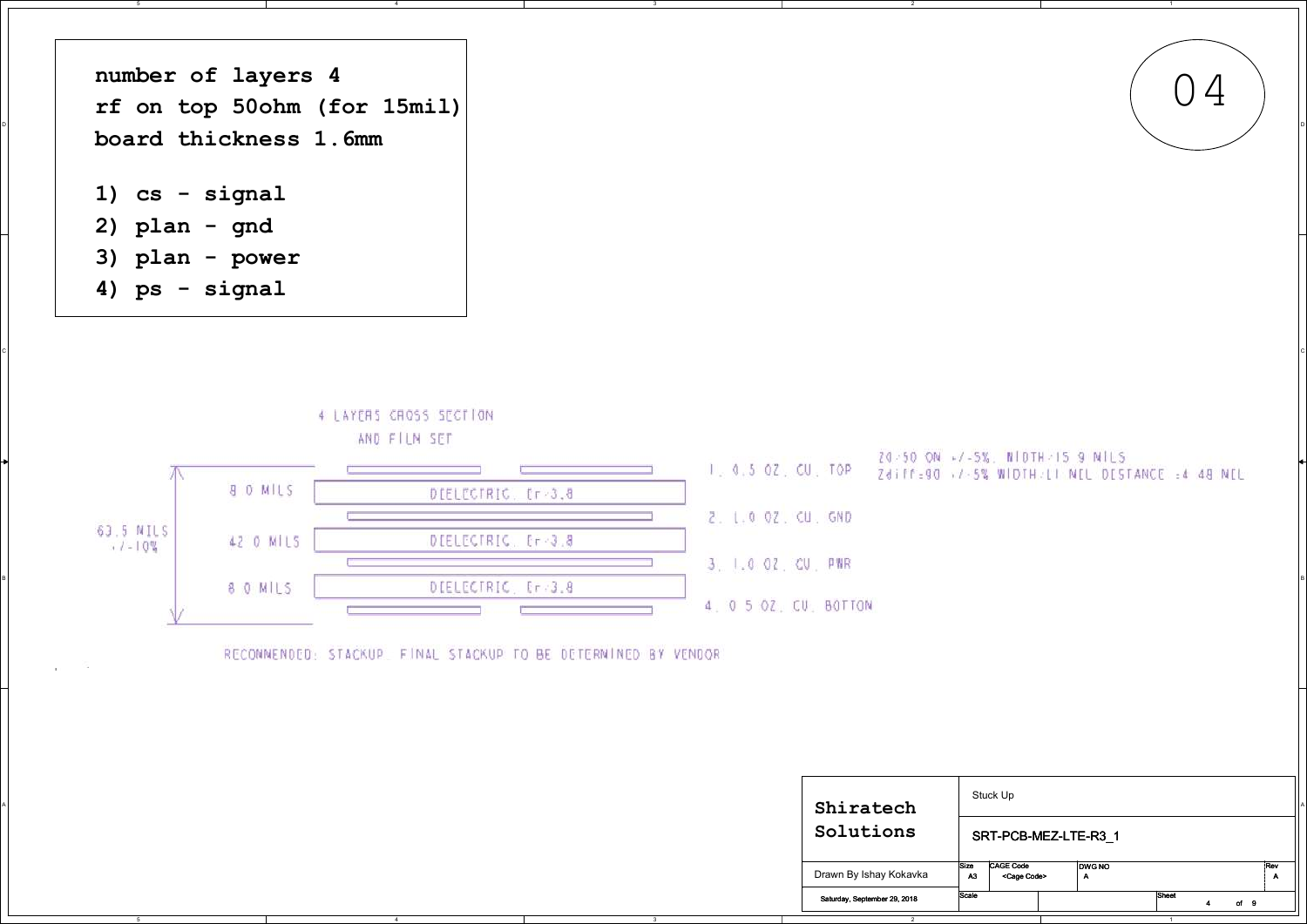**number of layers 4**
**rf on top 50ohm (for 15mil)**
**board thickness 1.6mm**

1) **cs - signal**
2) **plan - gnd**
3) **plan - power**
4) **ps - signal**

04

4 LAYERS CROSS SECTION
AND FILM SET

| Total | Dielectric thickness | Dielectric | Layer |
|---|---|---|---|
| 63.5 MILS +/-10% | | | 1. 0.5 OZ. CU. TOP |
| | 8.0 MILS | DIELECTRIC. Er-3.8 | |
| | | | 2. 1.0 OZ. CU. GND |
| | 42.0 MILS | DIELECTRIC. Er-3.8 | |
| | | | 3. 1.0 OZ. CU. PWR |
| | 8.0 MILS | DIELECTRIC. Er-3.8 | |
| | | | 4. 0.5 OZ. CU. BOTTON |

Z0=50 ON +/-5%, WIDTH=15.9 MILS
Zdiff=90 +/-5% WIDTH=11 MIL DISTANCE =4.48 MIL

RECOMMENDED: STACKUP. FINAL STACKUP TO BE DETERMINED BY VENDOR

| Shiratech Solutions | Stuck Up | | | |
|---|---|---|---|---|
| | SRT-PCB-MEZ-LTE-R3_1 | | | |
| Drawn By Ishay Kokavka | Size A3 | CAGE Code <Cage Code> | DWG NO A | Rev A |
| Saturday, September 29, 2018 | Scale | | Sheet 4 of 9 | |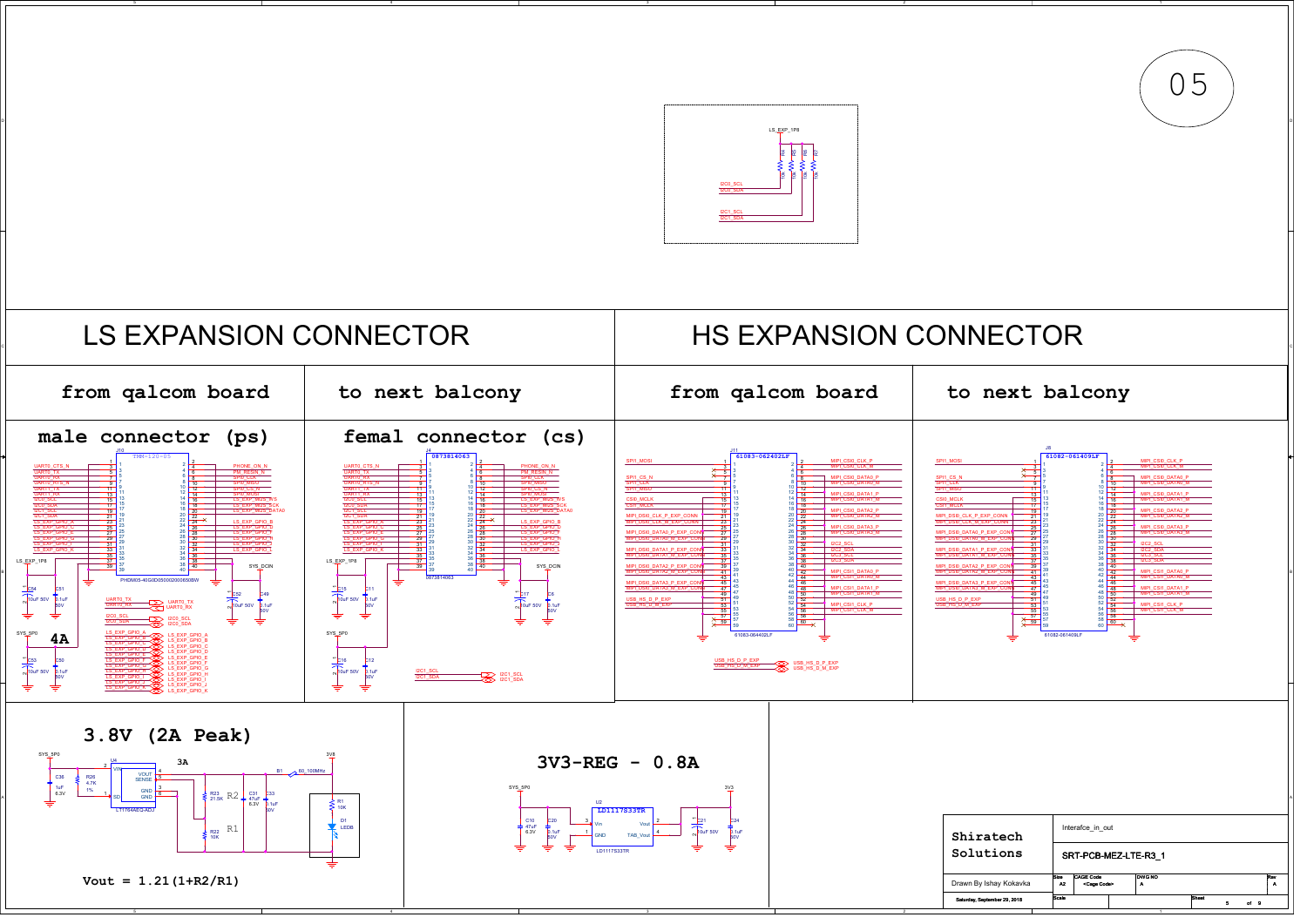05

LS_EXP_1P8

I2C0_SCL
I2C0_SDA
I2C1_SCL
I2C1_SDA

# LS EXPANSION CONNECTOR

## from qalcom board

### male connector (ps)

J10
TMM-120-05

UART0_CTS_N, UART0_TX, UART0_RX, UART0_RTS_N, UART1_TX, UART1_RX, I2C0_SCL, I2C0_SDA, I2C1_SCL, I2C1_SDA, LS_EXP_GPIO_A, LS_EXP_GPIO_C, LS_EXP_GPIO_E, LS_EXP_GPIO_G, LS_EXP_GPIO_I, LS_EXP_GPIO_K

PHONE_ON_N, PM_RESIN_N, SPI0_CLK, SPI0_MISO, SPI0_CS_N, SPI0_MOSI, LS_EXP_MI2S_WS, LS_EXP_MI2S_SCK, LS_EXP_MI2S_DATA0, LS_EXP_GPIO_B, LS_EXP_GPIO_D, LS_EXP_GPIO_F, LS_EXP_GPIO_H, LS_EXP_GPIO_J, LS_EXP_GPIO_L

PHDM05-40G0D0500020000050BW

LS_EXP_1P8, SYS_DCIN

C54 10uF 50V, C51 0.1uF 50V, C52 10uF 50V, C49 0.1uF 50V

UART0_TX, UART0_RX, I2C0_SCL, I2C0_SDA

SYS_5P0

**4A**

C53 10uF 50V, C50 0.1uF 50V

LS_EXP_GPIO_A … LS_EXP_GPIO_K

## to next balcony

### femal connector (cs)

J4
0873814063

UART0_CTS_N, UART0_TX, UART0_RX, UART0_RTS_N, UART1_TX, UART1_RX, I2C0_SCL, I2C0_SDA, I2C1_SCL, I2C1_SDA, LS_EXP_GPIO_A, LS_EXP_GPIO_C, LS_EXP_GPIO_E, LS_EXP_GPIO_G, LS_EXP_GPIO_I, LS_EXP_GPIO_K

PHONE_ON_N, PM_RESIN_N, SPI0_CLK, SPI0_MISO, SPI0_CS_N, SPI0_MOSI, LS_EXP_MI2S_WS, LS_EXP_MI2S_SCK, LS_EXP_MI2S_DATA0, LS_EXP_GPIO_B, LS_EXP_GPIO_D, LS_EXP_GPIO_F, LS_EXP_GPIO_H, LS_EXP_GPIO_J, LS_EXP_GPIO_L

LS_EXP_1P8, SYS_DCIN

C15 10uF 50V, C11 0.1uF 50V, C17 10uF 50V, C6 0.1uF 50V

SYS_5P0

C16 10uF 50V, C12 0.1uF 50V

I2C1_SCL, I2C1_SDA

# HS EXPANSION CONNECTOR

## from qalcom board

J11
61083-062402LF

SPI1_MOSI, SPI1_CS_N, SPI1_CLK, SPI1_MISO, CSI0_MCLK, CSI1_MCLK, MIPI_DSI0_CLK_P_EXP_CONN, MIPI_DSI0_CLK_M_EXP_CONN, MIPI_DSI0_DATA0_P_EXP_CONN, MIPI_DSI0_DATA0_M_EXP_CONN, MIPI_DSI0_DATA1_P_EXP_CONN, MIPI_DSI0_DATA1_M_EXP_CONN, MIPI_DSI0_DATA2_P_EXP_CONN, MIPI_DSI0_DATA2_M_EXP_CONN, MIPI_DSI0_DATA3_P_EXP_CONN, MIPI_DSI0_DATA3_M_EXP_CONN, USB_HS_D_P_EXP, USB_HS_D_M_EXP

MIPI_CSI0_CLK_P, MIPI_CSI0_CLK_M, MIPI_CSI0_DATA0_P, MIPI_CSI0_DATA0_M, MIPI_CSI0_DATA1_P, MIPI_CSI0_DATA1_M, MIPI_CSI0_DATA2_P, MIPI_CSI0_DATA2_M, MIPI_CSI0_DATA3_P, MIPI_CSI0_DATA3_M, I2C2_SCL, I2C2_SDA, I2C3_SCL, I2C3_SDA, MIPI_CSI1_DATA0_P, MIPI_CSI1_DATA0_M, MIPI_CSI1_DATA1_P, MIPI_CSI1_DATA1_M, MIPI_CSI1_CLK_P, MIPI_CSI1_CLK_M

61083-064402LF

USB_HS_D_P_EXP, USB_HS_D_M_EXP

## to next balcony

J6
61082-061409LF

SPI1_MOSI, SPI1_CS_N, SPI1_CLK, SPI1_MISO, CSI0_MCLK, CSI1_MCLK, MIPI_DSI0_CLK_P_EXP_CONN, MIPI_DSI0_CLK_M_EXP_CONN, MIPI_DSI0_DATA0_P_EXP_CONN, MIPI_DSI0_DATA0_M_EXP_CONN, MIPI_DSI0_DATA1_P_EXP_CONN, MIPI_DSI0_DATA1_M_EXP_CONN, MIPI_DSI0_DATA2_P_EXP_CONN, MIPI_DSI0_DATA2_M_EXP_CONN, MIPI_DSI0_DATA3_P_EXP_CONN, MIPI_DSI0_DATA3_M_EXP_CONN, USB_HS_D_P_EXP, USB_HS_D_M_EXP

MIPI_CSI0_CLK_P, MIPI_CSI0_CLK_M, MIPI_CSI0_DATA0_P, MIPI_CSI0_DATA0_M, MIPI_CSI0_DATA1_P, MIPI_CSI0_DATA1_M, MIPI_CSI0_DATA2_P, MIPI_CSI0_DATA2_M, MIPI_CSI0_DATA3_P, MIPI_CSI0_DATA3_M, I2C2_SCL, I2C2_SDA, I2C3_SCL, I2C3_SDA, MIPI_CSI1_DATA0_P, MIPI_CSI1_DATA0_M, MIPI_CSI1_DATA1_P, MIPI_CSI1_DATA1_M, MIPI_CSI1_CLK_P, MIPI_CSI1_CLK_M

61082-061409LF

# 3.8V (2A Peak)

SYS_5P0, 3V8

U4 LT1764AEQ-ADJ — VIN, SD, VOUT, SENSE, GND

**3A**

C36 1uF 6.3V, R26 4.7K 1%, R23 21.5K, R22 10K, C31 47uF 6.3V, C33 0.1uF 50V, B1 60_100MHz, R1 10K, D1 LEDB

R2, R1

Vout = 1.21(1+R2/R1)

# 3V3-REG - 0.8A

SYS_5P0, 3V3

U2 LD1117S33TR — Vin, Vout, GND, TAB_Vout

C10 47uF 6.3V, C20 0.1uF 50V, C21 10uF 50V, C24 0.1uF 50V

| Shiratech Solutions | Interfce_in_out | | | |
|---|---|---|---|---|
| | SRT-PCB-MEZ-LTE-R3_1 | | | |
| Drawn By Ishay Kokavka | Size A2 | CAGE Code <Cage Code> | DWG NO A | Rev A |
| Saturday, September 29, 2018 | Scale | | Sheet 5 of 9 | |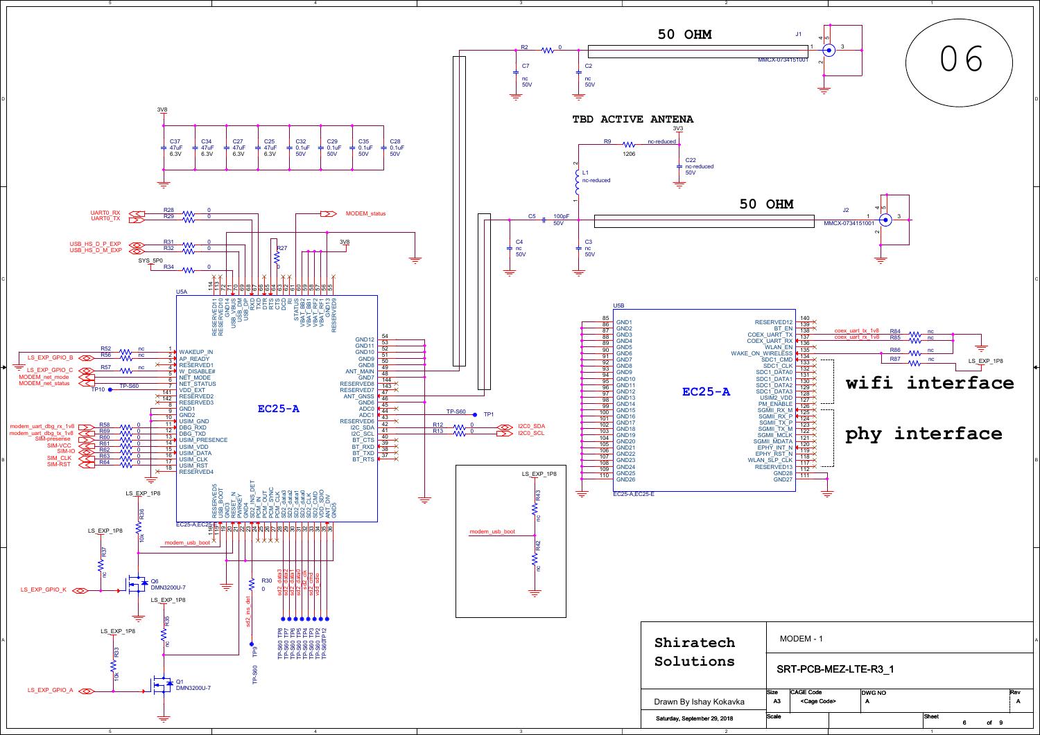# 06

**50 OHM**

J1 — MMCX-0734151001

R2 0, C7 nc 50V, C2 nc 50V

**TBD ACTIVE ANTENA**

3V3

R9 1206 nc-reduced, C22 nc-reduced 50V, L1 nc-reduced

**50 OHM**

J2 — MMCX-0734151001

C5 100pF 50V, C4 nc 50V, C3 nc 50V

3V8

C37 47uF 6.3V, C34 47uF 6.3V, C27 47uF 6.3V, C25 47uF 6.3V, C32 0.1uF 50V, C29 0.1uF 50V, C35 0.1uF 50V, C28 0.1uF 50V

UART0_RX — R28 0
UART0_TX — R29 0
MODEM_status

USB_HS_D_P_EXP — R31 0
USB_HS_D_M_EXP — R32 0
SYS_5P0 — R34 0
R27 0, 3V8

U5A — EC25-A

| Pin | Signal |
|---|---|
| 1 | WAKEUP_IN |
| 2 | AP_READY |
| 3 | RESERVED1 |
| 4 | W_DISABLE# |
| 5 | NET_MODE |
| 6 | NET_STATUS |
| 7 | VDD_EXT |
| 8 | RESERVED2 |
| 141 | RESERVED3 |
| 142 | GND1 |
| 9 | GND2 |
| 10 | USIM_GND |
| 11 | DBG_RXD |
| 12 | DBG_TXD |
| 13 | USIM_PRESENCE |
| 14 | USIM_VDD |
| 15 | USIM_DATA |
| 16 | USIM_CLK |
| 17 | USIM_RST |
| 18 | RESERVED4 |
| 54 | GND12 |
| 53 | GND11 |
| 52 | GND10 |
| 51 | GND9 |
| 50 | GND8 |
| 49 | ANT_MAIN |
| 48 | GND7 |
| 144 | RESERVED8 |
| 143 | RESERVED7 |
| 47 | ANT_GNSS |
| 46 | GND6 |
| 45 | ADC0 |
| 44 | ADC1 |
| 43 | RESERVED6 |
| 42 | I2C_SDA |
| 41 | I2C_SCL |
| 40 | BT_CTS |
| 39 | BT_RXD |
| 38 | BT_TXD |
| 37 | BT_RTS |

Top pins: 114 RESERVED11, 113 RESERVED10, 72 GND14, 71 USB_VBUS, 70 USB_DM, 69 USB_DP, 68 RXD, 67 TXD, 66 DTR, 65 RTS, 64 CTS, 63 DCD, 62 RI, 61 STATUS, 60 VBAT_BB1, 59 VBAT_BB2, 58 VBAT_RF1, 57 VBAT_RF2, 56 GND13, 55 RESERVED9

Bottom pins: 116 RESERVED5, 115 USB_BOOT, 19 GND3, 20 RESET_N, 21 PWRKEY, 22 GND4, 23 SD_INS_DET, 24 PCM_IN, 25 PCM_OUT, 26 PCM_SYNC, 27 PCM_CLK, 28 SD2_data3, 29 SD2_data2, 30 SD2_data1, 31 SD2_data0, 32 SD2_CLK, 33 SD2_CMD, 34 VDD_SDIO, 35 ANT_DIV, 36 GND5

LS_EXP_GPIO_B — R52 nc, R56 nc
LS_EXP_GPIO_C — R57 nc
MODEM_net_mode
MODEM_net_status
TP10 TP-S60

modem_uart_dbg_rx_1v8 — R58 0
modem_uart_dbg_tx_1v8 — R69 0
SIM-presense — R60 0
SIM-VCC — R61 0
SIM-IO — R62 0
SIM_CLK — R63 0
SIM-RST — R64 0

TP1 TP-S60

I2C0_SDA — R12 0
I2C0_SCL — R13 0

LS_EXP_1P8 — R36 10k, R37 nc
modem_usb_boot
Q6 DMN3200U-7
LS_EXP_GPIO_K

LS_EXP_1P8 — R35 nc
LS_EXP_1P8 — R33 10k
Q1 DMN3200U-7
LS_EXP_GPIO_A

R30 0, sd2_ins_det, TP9 TP-S60

sd2_data3, sd2_data2, sd2_data1, sd2_data0, sd2_clk, sd2_cmd, vdd_sdio — TP8, TP7, TP6, TP5, TP4, TP3, TP2, TP12 (TP-S60)

LS_EXP_1P8 — R43 nc, modem_usb_boot, R42 nc

U5B — EC25-A

| Pin | Signal | Pin | Signal |
|---|---|---|---|
| 85 | GND1 | 140 | RESERVED12 |
| 86 | GND2 | 139 | BT_EN |
| 87 | GND3 | 138 | COEX_UART_TX |
| 88 | GND4 | 137 | COEX_UART_RX |
| 89 | GND5 | 136 | WLAN_EN |
| 90 | GND6 | 135 | WAKE_ON_WIRELESS |
| 91 | GND7 | 134 | SDC1_CMD |
| 92 | GND8 | 133 | SDC1_CLK |
| 93 | GND9 | 132 | SDC1_DATA0 |
| 94 | GND10 | 131 | SDC1_DATA1 |
| 95 | GND11 | 130 | SDC1_DATA2 |
| 96 | GND12 | 129 | SDC1_DATA3 |
| 97 | GND13 | 128 | USIM2_VDD |
| 98 | GND14 | 127 | PM_ENABLE |
| 99 | GND15 | 126 | SGMII_RX_M |
| 100 | GND16 | 125 | SGMII_RX_P |
| 101 | GND17 | 124 | SGMII_TX_P |
| 102 | GND18 | 123 | SGMII_TX_M |
| 103 | GND19 | 122 | SGMII_MCLK |
| 104 | GND20 | 121 | SGMII_MDATA |
| 105 | GND21 | 120 | EPHY_INT_N |
| 106 | GND22 | 119 | EPHY_RST_N |
| 107 | GND23 | 118 | WLAN_SLP_CLK |
| 108 | GND24 | 117 | RESERVED13 |
| 109 | GND25 | 112 | GND28 |
| 110 | GND26 | 111 | GND27 |

coex_uart_rx_1v8 — R84 nc
coex_uart_tx_1v8 — R85 nc
R86 nc, R87 nc — LS_EXP_1P8

**wifi interface**

**phy interface**

| | |
|---|---|
| **Shiratech Solutions** | MODEM - 1 |
| | SRT-PCB-MEZ-LTE-R3_1 |
| Drawn By Ishay Kokavka | Size: A3 — CAGE Code: <Cage Code> — DWG NO: A — Rev: A |
| Saturday, September 29, 2018 | Scale — Sheet 6 of 9 |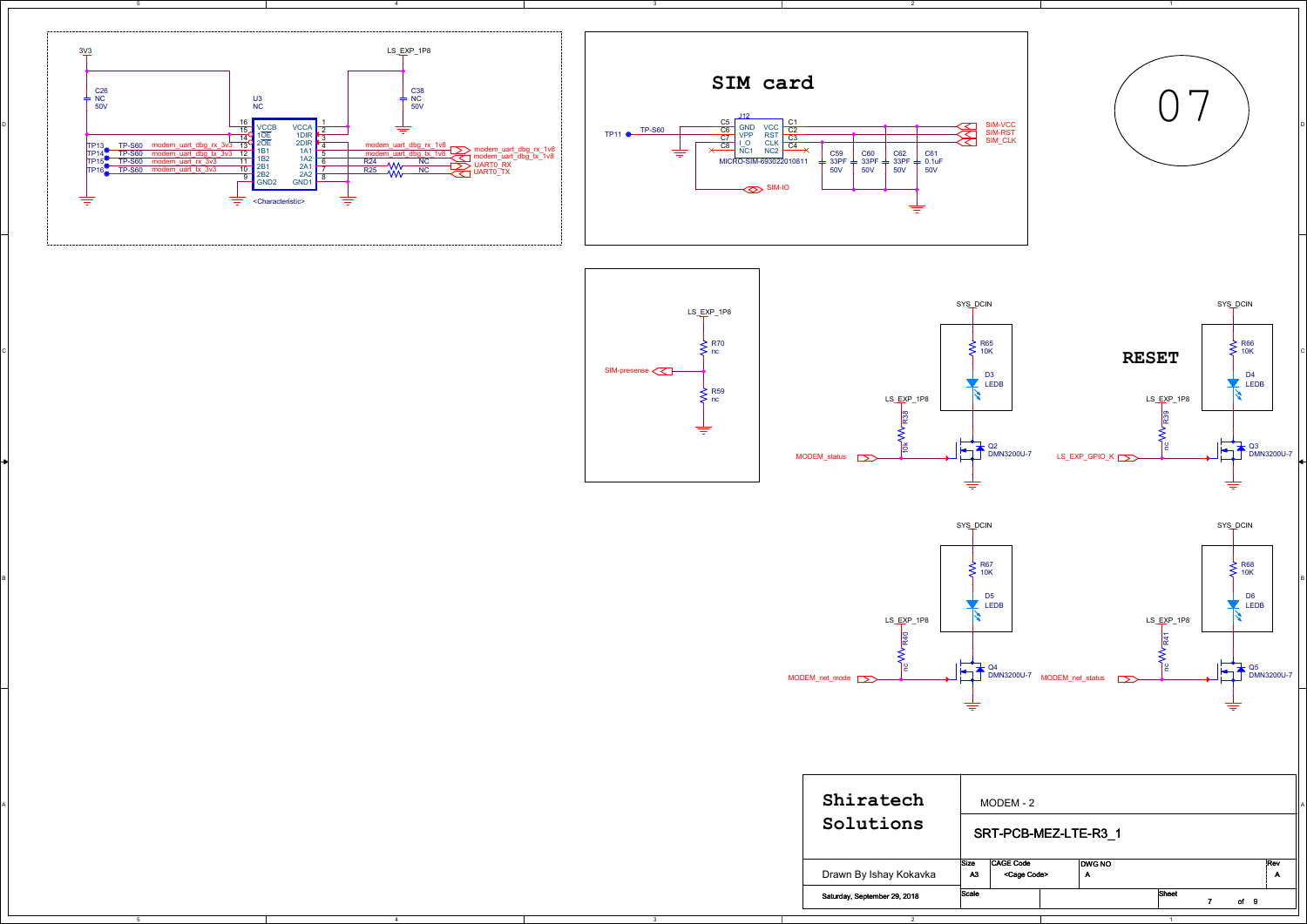3V3

C26
NC
50V

U3
NC

LS_EXP_1P8

C38
NC
50V

| Pin | Name | Name | Pin |
|---|---|---|---|
| 16 | VCCB | VCCA | 1 |
| 15 | 1OE | 1DIR | 2 |
| 14 | 2OE | 2DIR | 3 |
| 13 | 1B1 | 1A1 | 4 |
| 12 | 1B2 | 1A2 | 5 |
| 11 | 2B1 | 2A1 | 6 |
| 10 | 2B2 | 2A2 | 7 |
| 9 | GND2 | GND1 | 8 |

<Characteristic>

TP13 TP-S60 modem_uart_dbg_rx_3v3
TP14 TP-S60 modem_uart_dbg_tx_3v3
TP15 TP-S60 modem_uart_rx_3v3
TP16 TP-S60 modem_uart_tx_3v3

modem_uart_dbg_rx_1v8
modem_uart_dbg_tx_1v8
R24 NC
R25 NC

modem_uart_dbg_rx_1v8
modem_uart_dbg_tx_1v8
UART0_RX
UART0_TX

# SIM card

J12
MICRO-SIM-693022010811

| Pin | Name | Name | Pin |
|---|---|---|---|
| C5 | GND | VCC | C1 |
| C6 | VPP | RST | C2 |
| C7 | I_O | CLK | C3 |
| C8 | NC1 | NC2 | C4 |

TP11 TP-S60

SIM-VCC
SIM-RST
SIM_CLK
SIM-IO

C59 33PF 50V
C60 33PF 50V
C62 33PF 50V
C61 0.1uF 50V

LS_EXP_1P8
R70 nc
SIM-presense
R59 nc

SYS_DCIN
R65 10K
D3 LEDB
LS_EXP_1P8
R38 10k
MODEM_status
Q2 DMN3200U-7

# RESET

SYS_DCIN
R66 10K
D4 LEDB
LS_EXP_1P8
R39 nc
LS_EXP_GPIO_K
Q3 DMN3200U-7

SYS_DCIN
R67 10K
D5 LEDB
LS_EXP_1P8
R40 nc
MODEM_net_mode
Q4 DMN3200U-7

SYS_DCIN
R68 10K
D6 LEDB
LS_EXP_1P8
R41 nc
MODEM_net_status
Q5 DMN3200U-7

07

| Shiratech Solutions | MODEM - 2 | | |
|---|---|---|---|
| | SRT-PCB-MEZ-LTE-R3_1 | | |
| Drawn By Ishay Kokavka | Size: A3 | CAGE Code: <Cage Code> | DWG NO: A — Rev: A |
| Saturday, September 29, 2018 | Scale | | Sheet 7 of 9 |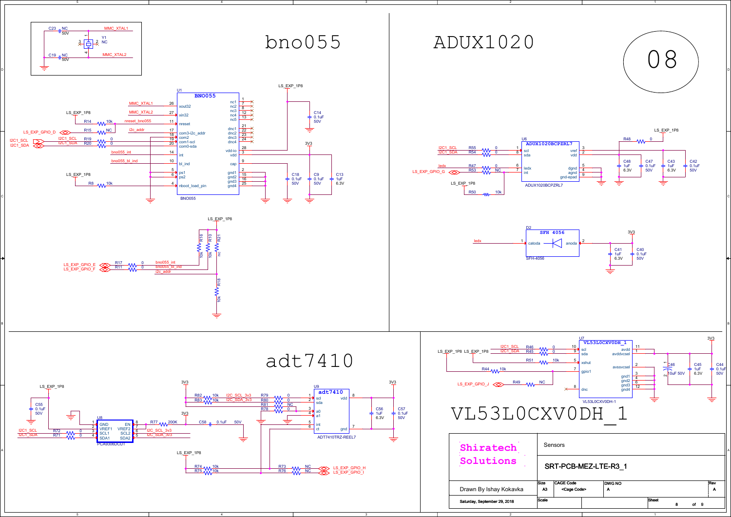# bno055

# ADUX1020

# 08

C23 NC 50V — MMC_XTAL1
Y1 NC
C19 NC 50V — MMC_XTAL2

**U1 BNO055**

| Pin | Name | Net |
|---|---|---|
| 26 | xout32 | MMC_XTAL1 |
| 27 | xin32 | MMC_XTAL2 |
| 11 | nreset | nreset_bno055 (R14 10k to LS_EXP_1P8) |
| 17 | com3-i2c_addr | i2c_addr (R15 NC to LS_EXP_GPIO_D) |
| 18 | com2 | |
| 19 | com1-scl | I2C1_SCL (R19 0) |
| 20 | com0-sda | I2C1_SDA (R20 0) |
| 14 | int | bno055_int |
| 10 | bl_ind | bno055_bl_ind |
| 5 | ps1 | |
| 6 | ps2 | |
| 4 | nboot_load_pin | R8 10k to LS_EXP_1P8 |
| 1, 7, 8, 12, 13 | nc1–nc5 | |
| 21, 22, 23, 24 | dnc1–dnc4 | |
| 28 | vdd-io | LS_EXP_1P8 |
| 3 | vdd | 3V3 |
| 9 | cap | |
| 2, 15, 16, 25 | gnd1–gnd4 | |

C14 0.1uF 50V; C18 0.1uF 50V; C9 0.1uF 50V; C13 1uF 6.3V

LS_EXP_GPIO_E — R17 0 — bno055_int
LS_EXP_GPIO_F — R11 0 — bno055_bl_ind
i2c_addr
R16 10k, R10 10k, R21 nc (to LS_EXP_1P8); R18 10k

**U6 ADUX1020BCPZRL7**

| Pin | Name | Net |
|---|---|---|
| 1 | scl | I2C1_SCL (R55 0) |
| 8 | sda | I2C1_SDA (R54 0) |
| 6 | ledx | ledx (R47 0) |
| 7 | int | LS_EXP_GPIO_G (R53 NC); R50 10k to LS_EXP_1P8 |
| 3 | vref | |
| 2 | vdd | R48 0 to LS_EXP_1P8 |
| 5 | dgnd | |
| 4 | agnd | |
| 9 | gnd-epad | |

C48 1uF 6.3V; C47 0.1uF 50V; C43 1uF 6.3V; C42 0.1uF 50V

**D2 SFH 4056 (SFH-4056)**: 1 catoda — ledx; 2 anoda — 3V3
C41 1uF 6.3V; C40 0.1uF 50V

# adt7410

**U8 PCA9306DCUT**: 1 GND; 2 VREF1 (LS_EXP_1P8); 3 SCL1 (I2C1_SCL via R72 0); 4 SDA1 (I2C1_SDA via R71 0); 8 EN; 7 VREF2; 6 SCL2 (I2C_SCL_3v3); 5 SDA2 (I2C_SDA_3v3)
R77 200K; C58 0.1uF 50V; C55 0.1uF 50V
R82 10k, R83 10k to 3V3

**U9 adt7410 (ADT7410TRZ-REEL7)**: 1 scl (R79 0, I2C_SCL_3v3); 2 sda (R80 0, I2C_SDA_3v3); 3 a0 (R81 NC); 4 a1 (R78 0); 5 int; 6 ct; 8 vdd (3V3); 7 gnd
C56 1uF 6.3V; C57 0.1uF 50V
R74 10k, R75 10k to LS_EXP_1P8; R73 NC — LS_EXP_GPIO_H; R76 NC — LS_EXP_GPIO_I

# VL53L0CXV0DH_1

**U7 VL53L0CXV0DH_1 (VL53L0CXV0DH-1)**

| Pin | Name | Net |
|---|---|---|
| 10 | scl | I2C1_SCL (R46 0) |
| 9 | sda | I2C1_SDA (R45 0) |
| 5 | xshut | R51 10k to LS_EXP_1P8 |
| 7 | gpio1 | R44 10k to LS_EXP_1P8; R49 NC to LS_EXP_GPIO_J |
| 8 | dnc | |
| 11 | avdd | 3V3 |
| 1 | avddvcsel | 3V3 |
| 2 | avssvcsel | |
| 3, 4, 6, 12 | gnd1–gnd4 | |

C46 10uF 50V; C45 1uF 6.3V; C44 0.1uF 50V

| | | | |
|---|---|---|---|
| Shiratech Solutions | Sensors | | |
| | SRT-PCB-MEZ-LTE-R3_1 | | |
| Drawn By Ishay Kokavka | Size A3 | CAGE Code <Cage Code> | DWG NO A — Rev A |
| Saturday, September 29, 2018 | Scale | | Sheet 8 of 9 |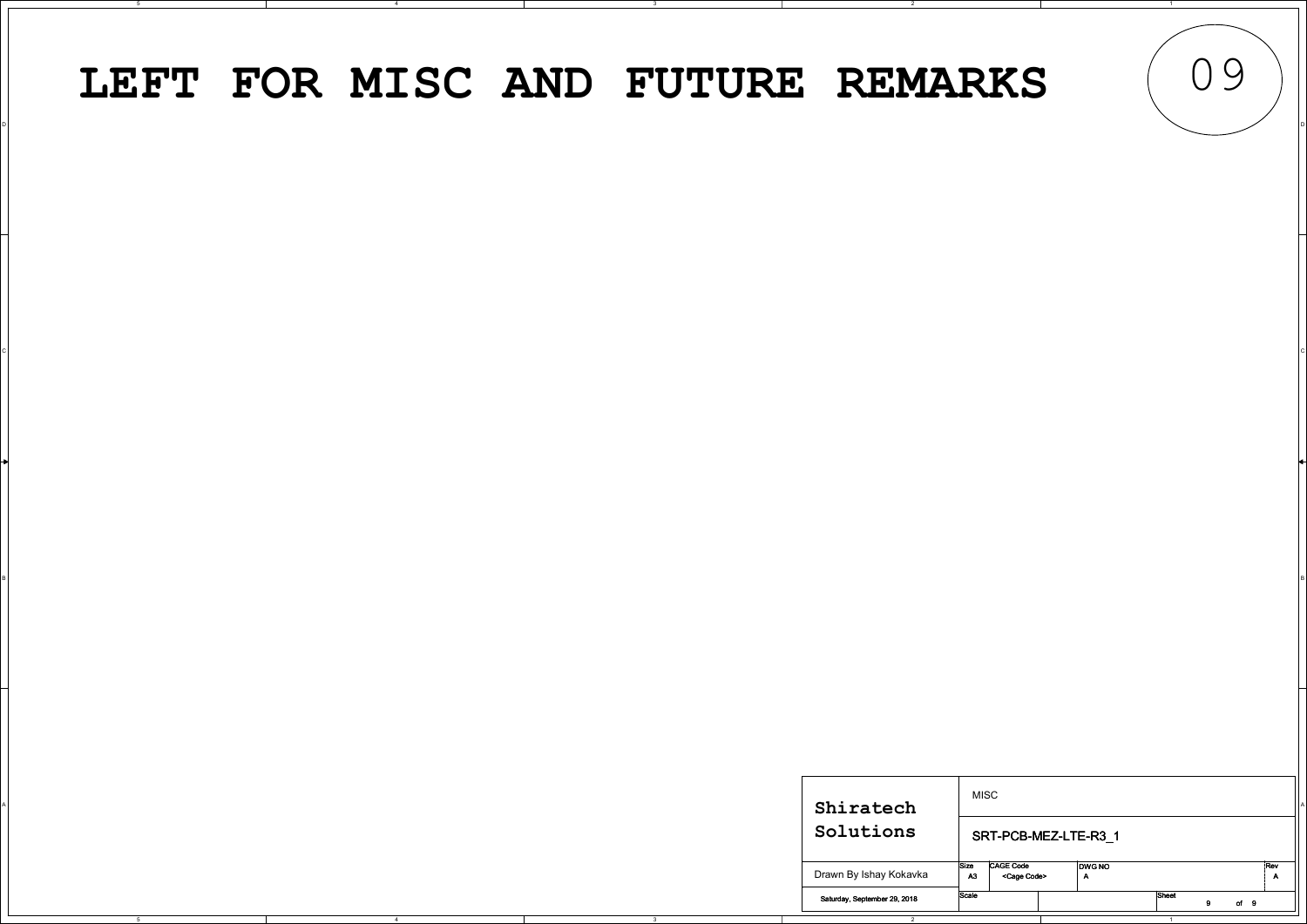# LEFT FOR MISC AND FUTURE REMARKS

09

| | | | | |
|---|---|---|---|---|
| **Shiratech Solutions** | MISC | | | |
| | SRT-PCB-MEZ-LTE-R3_1 | | | |
| Drawn By Ishay Kokavka | Size A3 | CAGE Code <Cage Code> | DWG NO A | Rev A |
| Saturday, September 29, 2018 | Scale | | Sheet 9 of 9 | |